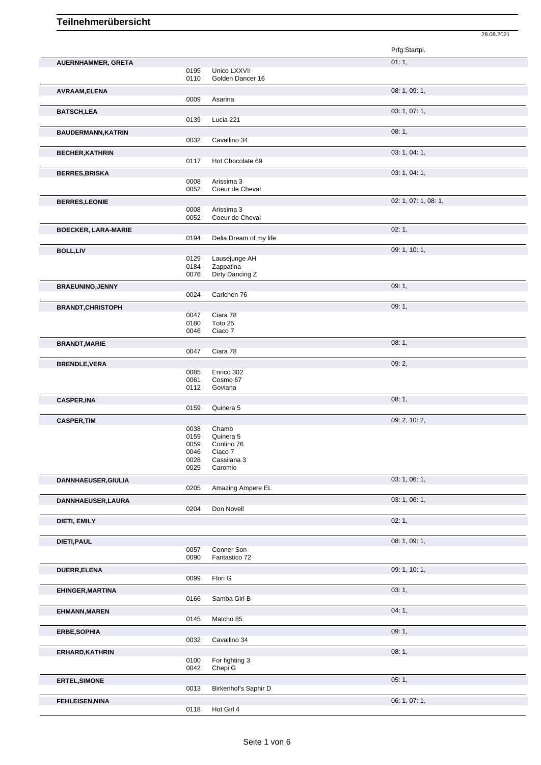# Teilnehmerübersicht

28.08.2021

| Name | Nr. | Pferd | Prfg:Startpl. |
|---|---|---|---|
| **AUERNHAMMER, GRETA** | | | 01: 1, |
| | 0195 | Unico LXXVII | |
| | 0110 | Golden Dancer 16 | |
| **AVRAAM,ELENA** | | | 08: 1, 09: 1, |
| | 0009 | Asarina | |
| **BATSCH,LEA** | | | 03: 1, 07: 1, |
| | 0139 | Lucia 221 | |
| **BAUDERMANN,KATRIN** | | | 08: 1, |
| | 0032 | Cavallino 34 | |
| **BECHER,KATHRIN** | | | 03: 1, 04: 1, |
| | 0117 | Hot Chocolate 69 | |
| **BERRES,BRISKA** | | | 03: 1, 04: 1, |
| | 0008 | Arissima 3 | |
| | 0052 | Coeur de Cheval | |
| **BERRES,LEONIE** | | | 02: 1, 07: 1, 08: 1, |
| | 0008 | Arissima 3 | |
| | 0052 | Coeur de Cheval | |
| **BOECKER, LARA-MARIE** | | | 02: 1, |
| | 0194 | Delia Dream of my life | |
| **BOLL,LIV** | | | 09: 1, 10: 1, |
| | 0129 | Lausejunge AH | |
| | 0184 | Zappatina | |
| | 0076 | Dirty Dancing Z | |
| **BRAEUNING,JENNY** | | | 09: 1, |
| | 0024 | Carlchen 76 | |
| **BRANDT,CHRISTOPH** | | | 09: 1, |
| | 0047 | Ciara 78 | |
| | 0180 | Toto 25 | |
| | 0046 | Ciaco 7 | |
| **BRANDT,MARIE** | | | 08: 1, |
| | 0047 | Ciara 78 | |
| **BRENDLE,VERA** | | | 09: 2, |
| | 0085 | Enrico 302 | |
| | 0061 | Cosmo 67 | |
| | 0112 | Goviana | |
| **CASPER,INA** | | | 08: 1, |
| | 0159 | Quinera 5 | |
| **CASPER,TIM** | | | 09: 2, 10: 2, |
| | 0038 | Chamb | |
| | 0159 | Quinera 5 | |
| | 0059 | Contino 76 | |
| | 0046 | Ciaco 7 | |
| | 0028 | Cassilana 3 | |
| | 0025 | Caromio | |
| **DANNHAEUSER,GIULIA** | | | 03: 1, 06: 1, |
| | 0205 | Amazing Ampere EL | |
| **DANNHAEUSER,LAURA** | | | 03: 1, 06: 1, |
| | 0204 | Don Novell | |
| **DIETI, EMILY** | | | 02: 1, |
| **DIETI,PAUL** | | | 08: 1, 09: 1, |
| | 0057 | Conner Son | |
| | 0090 | Fantastico 72 | |
| **DUERR,ELENA** | | | 09: 1, 10: 1, |
| | 0099 | Flori G | |
| **EHINGER,MARTINA** | | | 03: 1, |
| | 0166 | Samba Girl B | |
| **EHMANN,MAREN** | | | 04: 1, |
| | 0145 | Matcho 85 | |
| **ERBE,SOPHIA** | | | 09: 1, |
| | 0032 | Cavallino 34 | |
| **ERHARD,KATHRIN** | | | 08: 1, |
| | 0100 | For fighting 3 | |
| | 0042 | Chepi G | |
| **ERTEL,SIMONE** | | | 05: 1, |
| | 0013 | Birkenhof's Saphir D | |
| **FEHLEISEN,NINA** | | | 06: 1, 07: 1, |
| | 0118 | Hot Girl 4 | |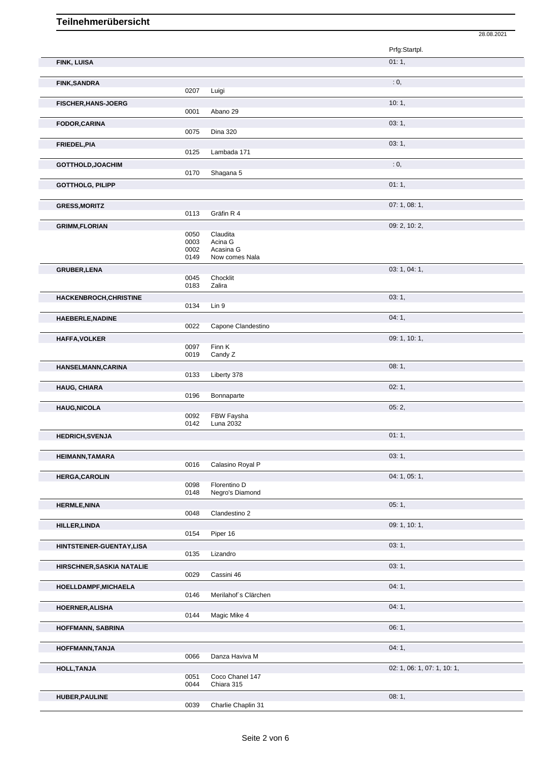# Teilnehmerübersicht

28.08.2021

| Name | Nr. | Pferd | Prfg:Startpl. |
|---|---|---|---|
| **FINK, LUISA** | | | 01: 1, |
| **FINK,SANDRA** | | | : 0, |
| | 0207 | Luigi | |
| **FISCHER,HANS-JOERG** | | | 10: 1, |
| | 0001 | Abano 29 | |
| **FODOR,CARINA** | | | 03: 1, |
| | 0075 | Dina 320 | |
| **FRIEDEL,PIA** | | | 03: 1, |
| | 0125 | Lambada 171 | |
| **GOTTHOLD,JOACHIM** | | | : 0, |
| | 0170 | Shagana 5 | |
| **GOTTHOLG, PILIPP** | | | 01: 1, |
| **GRESS,MORITZ** | | | 07: 1, 08: 1, |
| | 0113 | Gräfin R 4 | |
| **GRIMM,FLORIAN** | | | 09: 2, 10: 2, |
| | 0050 | Claudita | |
| | 0003 | Acina G | |
| | 0002 | Acasina G | |
| | 0149 | Now comes Nala | |
| **GRUBER,LENA** | | | 03: 1, 04: 1, |
| | 0045 | Chocklit | |
| | 0183 | Zalira | |
| **HACKENBROCH,CHRISTINE** | | | 03: 1, |
| | 0134 | Lin 9 | |
| **HAEBERLE,NADINE** | | | 04: 1, |
| | 0022 | Capone Clandestino | |
| **HAFFA,VOLKER** | | | 09: 1, 10: 1, |
| | 0097 | Finn K | |
| | 0019 | Candy Z | |
| **HANSELMANN,CARINA** | | | 08: 1, |
| | 0133 | Liberty 378 | |
| **HAUG, CHIARA** | | | 02: 1, |
| | 0196 | Bonnaparte | |
| **HAUG,NICOLA** | | | 05: 2, |
| | 0092 | FBW Faysha | |
| | 0142 | Luna 2032 | |
| **HEDRICH,SVENJA** | | | 01: 1, |
| **HEIMANN,TAMARA** | | | 03: 1, |
| | 0016 | Calasino Royal P | |
| **HERGA,CAROLIN** | | | 04: 1, 05: 1, |
| | 0098 | Florentino D | |
| | 0148 | Negro's Diamond | |
| **HERMLE,NINA** | | | 05: 1, |
| | 0048 | Clandestino 2 | |
| **HILLER,LINDA** | | | 09: 1, 10: 1, |
| | 0154 | Piper 16 | |
| **HINTSTEINER-GUENTAY,LISA** | | | 03: 1, |
| | 0135 | Lizandro | |
| **HIRSCHNER,SASKIA NATALIE** | | | 03: 1, |
| | 0029 | Cassini 46 | |
| **HOELLDAMPF,MICHAELA** | | | 04: 1, |
| | 0146 | Merilahof`s Clärchen | |
| **HOERNER,ALISHA** | | | 04: 1, |
| | 0144 | Magic Mike 4 | |
| **HOFFMANN, SABRINA** | | | 06: 1, |
| **HOFFMANN,TANJA** | | | 04: 1, |
| | 0066 | Danza Haviva M | |
| **HOLL,TANJA** | | | 02: 1, 06: 1, 07: 1, 10: 1, |
| | 0051 | Coco Chanel 147 | |
| | 0044 | Chiara 315 | |
| **HUBER,PAULINE** | | | 08: 1, |
| | 0039 | Charlie Chaplin 31 | |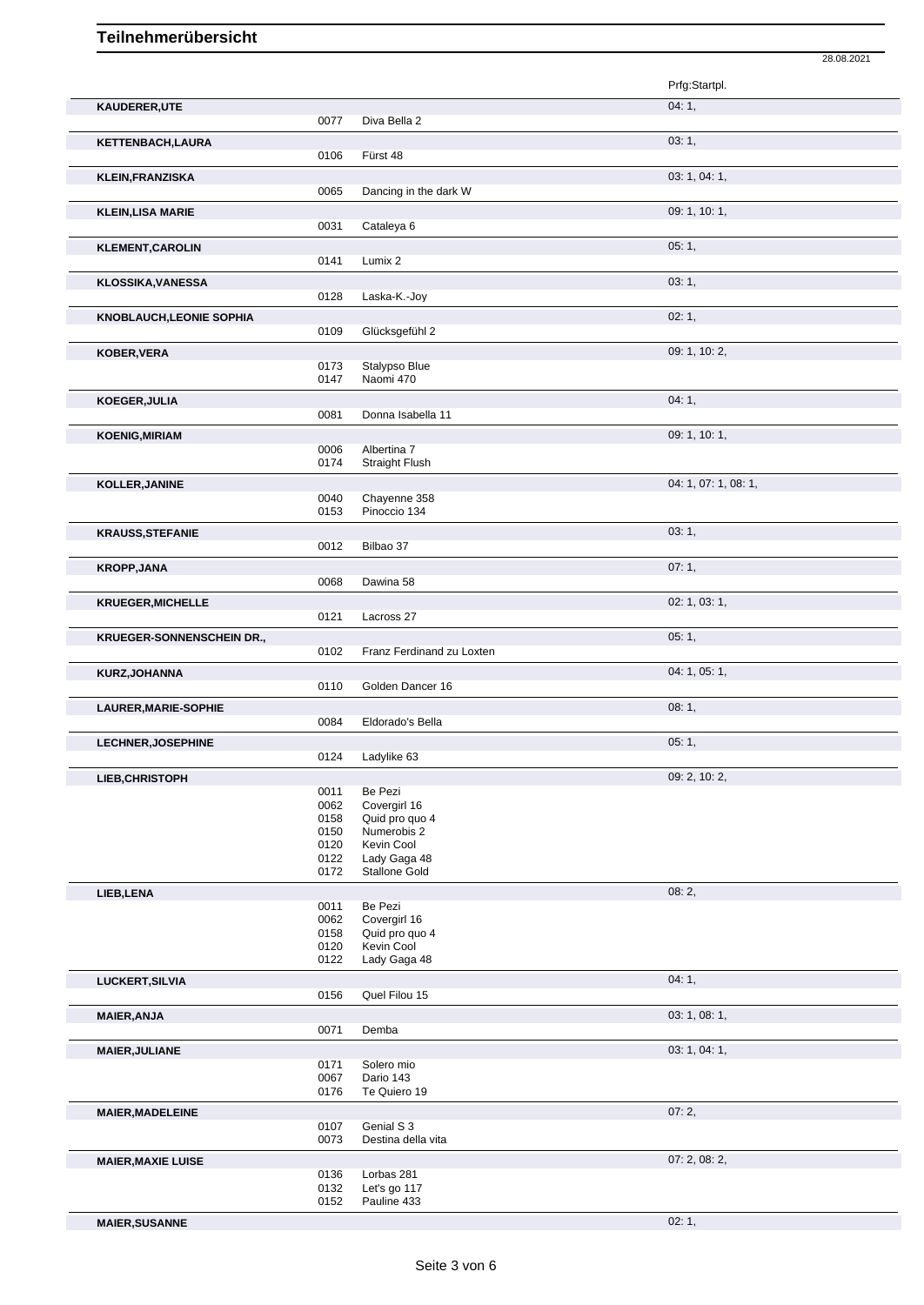# Teilnehmerübersicht

28.08.2021

| Name | Nr. | Pferd | Prfg:Startpl. |
|---|---|---|---|
| **KAUDERER,UTE** | | | 04: 1, |
| | 0077 | Diva Bella 2 | |
| **KETTENBACH,LAURA** | | | 03: 1, |
| | 0106 | Fürst 48 | |
| **KLEIN,FRANZISKA** | | | 03: 1, 04: 1, |
| | 0065 | Dancing in the dark W | |
| **KLEIN,LISA MARIE** | | | 09: 1, 10: 1, |
| | 0031 | Cataleya 6 | |
| **KLEMENT,CAROLIN** | | | 05: 1, |
| | 0141 | Lumix 2 | |
| **KLOSSIKA,VANESSA** | | | 03: 1, |
| | 0128 | Laska-K.-Joy | |
| **KNOBLAUCH,LEONIE SOPHIA** | | | 02: 1, |
| | 0109 | Glücksgefühl 2 | |
| **KOBER,VERA** | | | 09: 1, 10: 2, |
| | 0173 | Stalypso Blue | |
| | 0147 | Naomi 470 | |
| **KOEGER,JULIA** | | | 04: 1, |
| | 0081 | Donna Isabella 11 | |
| **KOENIG,MIRIAM** | | | 09: 1, 10: 1, |
| | 0006 | Albertina 7 | |
| | 0174 | Straight Flush | |
| **KOLLER,JANINE** | | | 04: 1, 07: 1, 08: 1, |
| | 0040 | Chayenne 358 | |
| | 0153 | Pinoccio 134 | |
| **KRAUSS,STEFANIE** | | | 03: 1, |
| | 0012 | Bilbao 37 | |
| **KROPP,JANA** | | | 07: 1, |
| | 0068 | Dawina 58 | |
| **KRUEGER,MICHELLE** | | | 02: 1, 03: 1, |
| | 0121 | Lacross 27 | |
| **KRUEGER-SONNENSCHEIN DR.,** | | | 05: 1, |
| | 0102 | Franz Ferdinand zu Loxten | |
| **KURZ,JOHANNA** | | | 04: 1, 05: 1, |
| | 0110 | Golden Dancer 16 | |
| **LAURER,MARIE-SOPHIE** | | | 08: 1, |
| | 0084 | Eldorado's Bella | |
| **LECHNER,JOSEPHINE** | | | 05: 1, |
| | 0124 | Ladylike 63 | |
| **LIEB,CHRISTOPH** | | | 09: 2, 10: 2, |
| | 0011 | Be Pezi | |
| | 0062 | Covergirl 16 | |
| | 0158 | Quid pro quo 4 | |
| | 0150 | Numerobis 2 | |
| | 0120 | Kevin Cool | |
| | 0122 | Lady Gaga 48 | |
| | 0172 | Stallone Gold | |
| **LIEB,LENA** | | | 08: 2, |
| | 0011 | Be Pezi | |
| | 0062 | Covergirl 16 | |
| | 0158 | Quid pro quo 4 | |
| | 0120 | Kevin Cool | |
| | 0122 | Lady Gaga 48 | |
| **LUCKERT,SILVIA** | | | 04: 1, |
| | 0156 | Quel Filou 15 | |
| **MAIER,ANJA** | | | 03: 1, 08: 1, |
| | 0071 | Demba | |
| **MAIER,JULIANE** | | | 03: 1, 04: 1, |
| | 0171 | Solero mio | |
| | 0067 | Dario 143 | |
| | 0176 | Te Quiero 19 | |
| **MAIER,MADELEINE** | | | 07: 2, |
| | 0107 | Genial S 3 | |
| | 0073 | Destina della vita | |
| **MAIER,MAXIE LUISE** | | | 07: 2, 08: 2, |
| | 0136 | Lorbas 281 | |
| | 0132 | Let's go 117 | |
| | 0152 | Pauline 433 | |
| **MAIER,SUSANNE** | | | 02: 1, |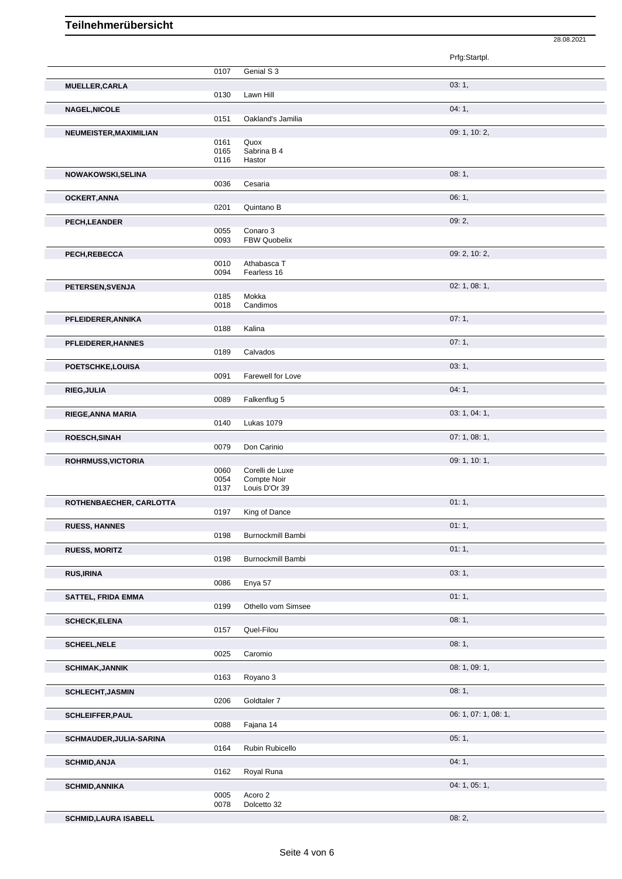# Teilnehmerübersicht

28.08.2021

| Name | Nr. | Pferd | Prfg:Startpl. |
|---|---|---|---|
| | 0107 | Genial S 3 | |
| **MUELLER,CARLA** | | | 03: 1, |
| | 0130 | Lawn Hill | |
| **NAGEL,NICOLE** | | | 04: 1, |
| | 0151 | Oakland's Jamilia | |
| **NEUMEISTER,MAXIMILIAN** | | | 09: 1, 10: 2, |
| | 0161 | Quox | |
| | 0165 | Sabrina B 4 | |
| | 0116 | Hastor | |
| **NOWAKOWSKI,SELINA** | | | 08: 1, |
| | 0036 | Cesaria | |
| **OCKERT,ANNA** | | | 06: 1, |
| | 0201 | Quintano B | |
| **PECH,LEANDER** | | | 09: 2, |
| | 0055 | Conaro 3 | |
| | 0093 | FBW Quobelix | |
| **PECH,REBECCA** | | | 09: 2, 10: 2, |
| | 0010 | Athabasca T | |
| | 0094 | Fearless 16 | |
| **PETERSEN,SVENJA** | | | 02: 1, 08: 1, |
| | 0185 | Mokka | |
| | 0018 | Candimos | |
| **PFLEIDERER,ANNIKA** | | | 07: 1, |
| | 0188 | Kalina | |
| **PFLEIDERER,HANNES** | | | 07: 1, |
| | 0189 | Calvados | |
| **POETSCHKE,LOUISA** | | | 03: 1, |
| | 0091 | Farewell for Love | |
| **RIEG,JULIA** | | | 04: 1, |
| | 0089 | Falkenflug 5 | |
| **RIEGE,ANNA MARIA** | | | 03: 1, 04: 1, |
| | 0140 | Lukas 1079 | |
| **ROESCH,SINAH** | | | 07: 1, 08: 1, |
| | 0079 | Don Carinio | |
| **ROHRMUSS,VICTORIA** | | | 09: 1, 10: 1, |
| | 0060 | Corelli de Luxe | |
| | 0054 | Compte Noir | |
| | 0137 | Louis D'Or 39 | |
| **ROTHENBAECHER, CARLOTTA** | | | 01: 1, |
| | 0197 | King of Dance | |
| **RUESS, HANNES** | | | 01: 1, |
| | 0198 | Burnockmill Bambi | |
| **RUESS, MORITZ** | | | 01: 1, |
| | 0198 | Burnockmill Bambi | |
| **RUS,IRINA** | | | 03: 1, |
| | 0086 | Enya 57 | |
| **SATTEL, FRIDA EMMA** | | | 01: 1, |
| | 0199 | Othello vom Simsee | |
| **SCHECK,ELENA** | | | 08: 1, |
| | 0157 | Quel-Filou | |
| **SCHEEL,NELE** | | | 08: 1, |
| | 0025 | Caromio | |
| **SCHIMAK,JANNIK** | | | 08: 1, 09: 1, |
| | 0163 | Royano 3 | |
| **SCHLECHT,JASMIN** | | | 08: 1, |
| | 0206 | Goldtaler 7 | |
| **SCHLEIFFER,PAUL** | | | 06: 1, 07: 1, 08: 1, |
| | 0088 | Fajana 14 | |
| **SCHMAUDER,JULIA-SARINA** | | | 05: 1, |
| | 0164 | Rubin Rubicello | |
| **SCHMID,ANJA** | | | 04: 1, |
| | 0162 | Royal Runa | |
| **SCHMID,ANNIKA** | | | 04: 1, 05: 1, |
| | 0005 | Acoro 2 | |
| | 0078 | Dolcetto 32 | |
| **SCHMID,LAURA ISABELL** | | | 08: 2, |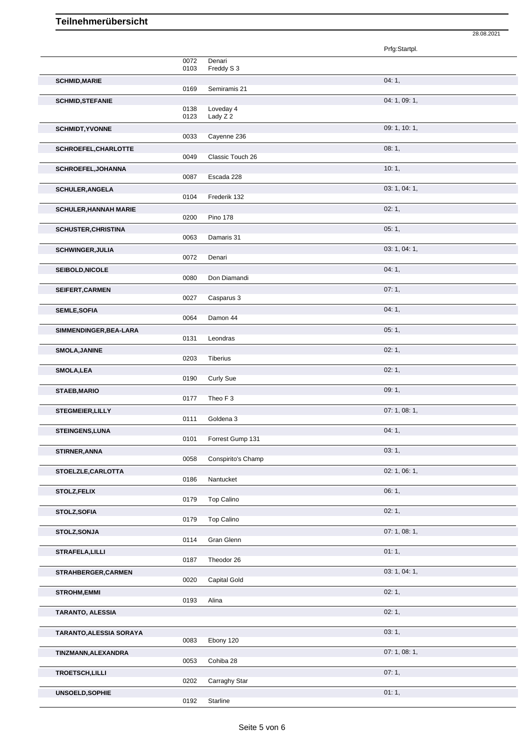# Teilnehmerübersicht

28.08.2021

| | | | Prfg:Startpl. |
|---|---|---|---|
| | 0072 | Denari | |
| | 0103 | Freddy S 3 | |
| **SCHMID,MARIE** | | | 04: 1, |
| | 0169 | Semiramis 21 | |
| **SCHMID,STEFANIE** | | | 04: 1, 09: 1, |
| | 0138 | Loveday 4 | |
| | 0123 | Lady Z 2 | |
| **SCHMIDT,YVONNE** | | | 09: 1, 10: 1, |
| | 0033 | Cayenne 236 | |
| **SCHROEFEL,CHARLOTTE** | | | 08: 1, |
| | 0049 | Classic Touch 26 | |
| **SCHROEFEL,JOHANNA** | | | 10: 1, |
| | 0087 | Escada 228 | |
| **SCHULER,ANGELA** | | | 03: 1, 04: 1, |
| | 0104 | Frederik 132 | |
| **SCHULER,HANNAH MARIE** | | | 02: 1, |
| | 0200 | Pino 178 | |
| **SCHUSTER,CHRISTINA** | | | 05: 1, |
| | 0063 | Damaris 31 | |
| **SCHWINGER,JULIA** | | | 03: 1, 04: 1, |
| | 0072 | Denari | |
| **SEIBOLD,NICOLE** | | | 04: 1, |
| | 0080 | Don Diamandi | |
| **SEIFERT,CARMEN** | | | 07: 1, |
| | 0027 | Casparus 3 | |
| **SEMLE,SOFIA** | | | 04: 1, |
| | 0064 | Damon 44 | |
| **SIMMENDINGER,BEA-LARA** | | | 05: 1, |
| | 0131 | Leondras | |
| **SMOLA,JANINE** | | | 02: 1, |
| | 0203 | Tiberius | |
| **SMOLA,LEA** | | | 02: 1, |
| | 0190 | Curly Sue | |
| **STAEB,MARIO** | | | 09: 1, |
| | 0177 | Theo F 3 | |
| **STEGMEIER,LILLY** | | | 07: 1, 08: 1, |
| | 0111 | Goldena 3 | |
| **STEINGENS,LUNA** | | | 04: 1, |
| | 0101 | Forrest Gump 131 | |
| **STIRNER,ANNA** | | | 03: 1, |
| | 0058 | Conspirito's Champ | |
| **STOELZLE,CARLOTTA** | | | 02: 1, 06: 1, |
| | 0186 | Nantucket | |
| **STOLZ,FELIX** | | | 06: 1, |
| | 0179 | Top Calino | |
| **STOLZ,SOFIA** | | | 02: 1, |
| | 0179 | Top Calino | |
| **STOLZ,SONJA** | | | 07: 1, 08: 1, |
| | 0114 | Gran Glenn | |
| **STRAFELA,LILLI** | | | 01: 1, |
| | 0187 | Theodor 26 | |
| **STRAHBERGER,CARMEN** | | | 03: 1, 04: 1, |
| | 0020 | Capital Gold | |
| **STROHM,EMMI** | | | 02: 1, |
| | 0193 | Alina | |
| **TARANTO, ALESSIA** | | | 02: 1, |
| **TARANTO,ALESSIA SORAYA** | | | 03: 1, |
| | 0083 | Ebony 120 | |
| **TINZMANN,ALEXANDRA** | | | 07: 1, 08: 1, |
| | 0053 | Cohiba 28 | |
| **TROETSCH,LILLI** | | | 07: 1, |
| | 0202 | Carraghy Star | |
| **UNSOELD,SOPHIE** | | | 01: 1, |
| | 0192 | Starline | |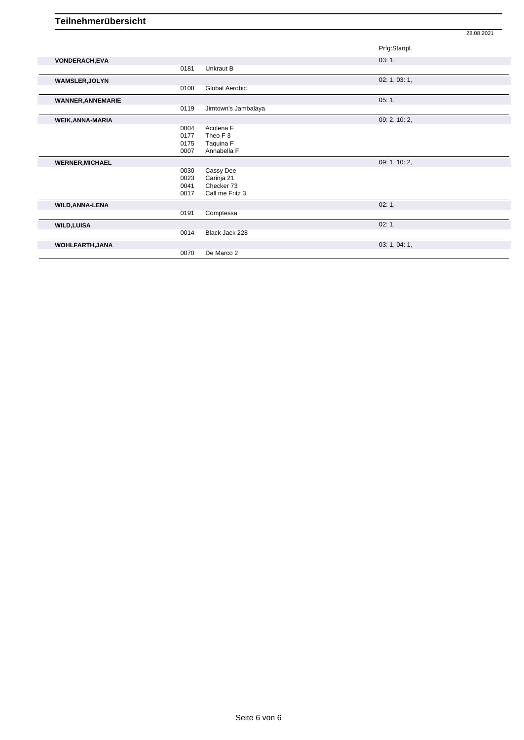# Teilnehmerübersicht

28.08.2021

| | | | Prfg:Startpl. |
|---|---|---|---|
| **VONDERACH,EVA** | | | 03: 1, |
| | 0181 | Unkraut B | |
| **WAMSLER,JOLYN** | | | 02: 1, 03: 1, |
| | 0108 | Global Aerobic | |
| **WANNER,ANNEMARIE** | | | 05: 1, |
| | 0119 | Jimtown's Jambalaya | |
| **WEIK,ANNA-MARIA** | | | 09: 2, 10: 2, |
| | 0004 | Acolena F | |
| | 0177 | Theo F 3 | |
| | 0175 | Taquina F | |
| | 0007 | Annabella F | |
| **WERNER,MICHAEL** | | | 09: 1, 10: 2, |
| | 0030 | Cassy Dee | |
| | 0023 | Carinja 21 | |
| | 0041 | Checker 73 | |
| | 0017 | Call me Fritz 3 | |
| **WILD,ANNA-LENA** | | | 02: 1, |
| | 0191 | Comptessa | |
| **WILD,LUISA** | | | 02: 1, |
| | 0014 | Black Jack 228 | |
| **WOHLFARTH,JANA** | | | 03: 1, 04: 1, |
| | 0070 | De Marco 2 | |